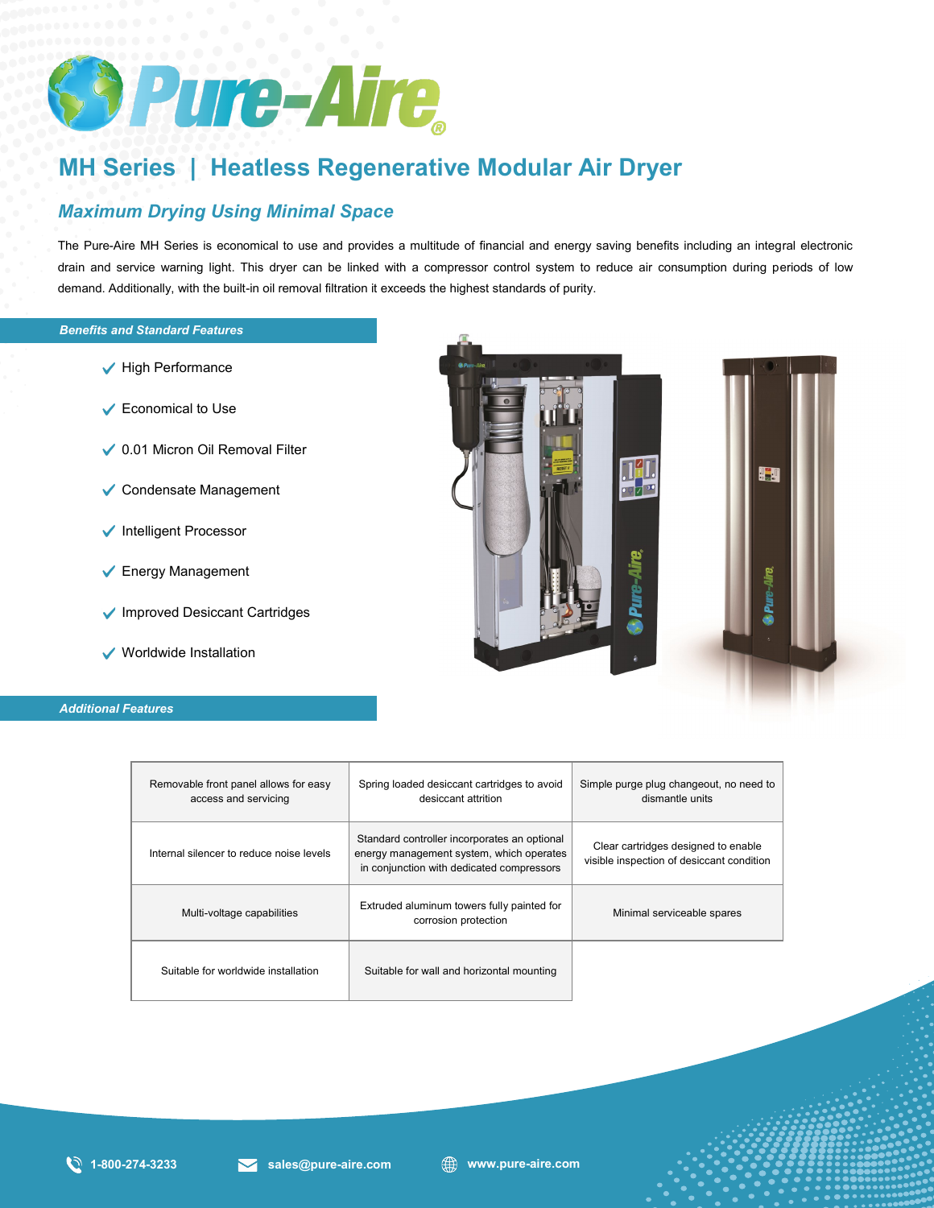# Pure-Aire®

## MH Series | Heatless Regenerative Modular Air Dryer

### *Maximum Drying Using Minimal Space*

The Pure-Aire MH Series is economical to use and provides a multitude of financial and energy saving benefits including an integral electronic drain and service warning light. This dryer can be linked with a compressor control system to reduce air consumption during periods of low demand. Additionally, with the built-in oil removal filtration it exceeds the highest standards of purity.

### *Benefits and Standard Features*

- ✓ High Performance
- ✓ Economical to Use
- ✓ 0.01 Micron Oil Removal Filter
- ✓ Condensate Management
- ✓ Intelligent Processor
- ✓ Energy Management
- ✓ Improved Desiccant Cartridges
- ✓ Worldwide Installation

### *Additional Features*

| | | |
|---|---|---|
| Removable front panel allows for easy access and servicing | Spring loaded desiccant cartridges to avoid desiccant attrition | Simple purge plug changeout, no need to dismantle units |
| Internal silencer to reduce noise levels | Standard controller incorporates an optional energy management system, which operates in conjunction with dedicated compressors | Clear cartridges designed to enable visible inspection of desiccant condition |
| Multi-voltage capabilities | Extruded aluminum towers fully painted for corrosion protection | Minimal serviceable spares |
| Suitable for worldwide installation | Suitable for wall and horizontal mounting | |

1-800-274-3233 | sales@pure-aire.com | www.pure-aire.com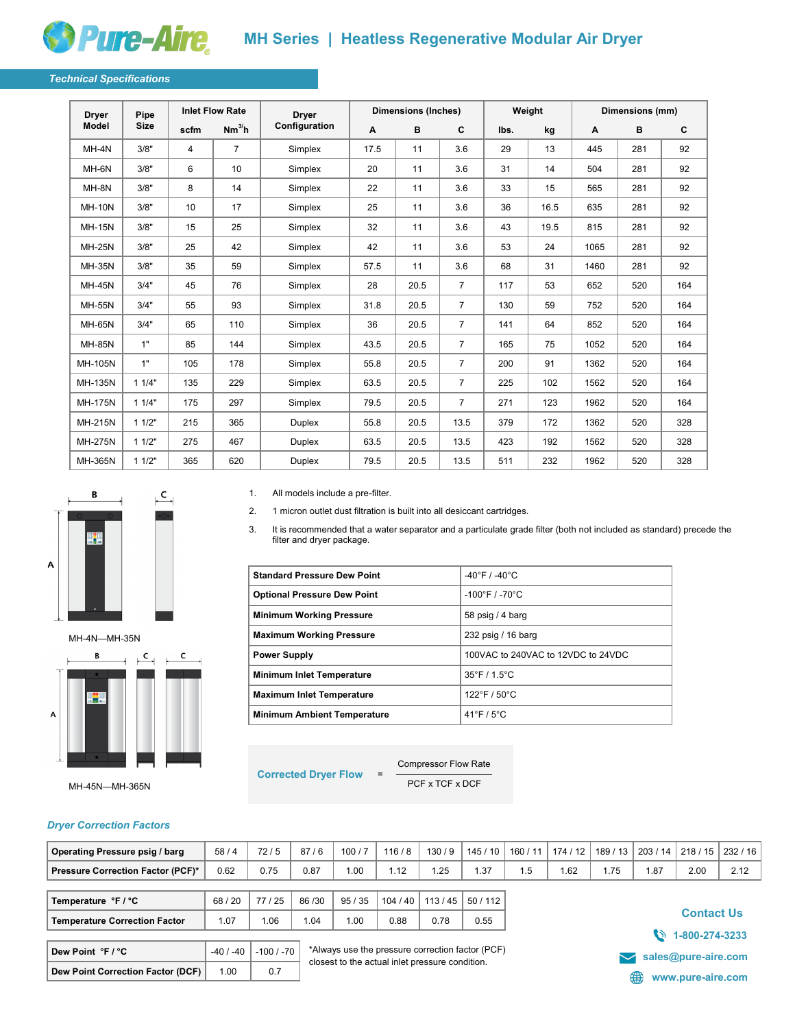# MH Series | Heatless Regenerative Modular Air Dryer

## Technical Specifications

| Dryer Model | Pipe Size | Inlet Flow Rate | | Dryer Configuration | Dimensions (Inches) | | | Weight | | Dimensions (mm) | | |
|---|---|---|---|---|---|---|---|---|---|---|---|---|
| | | scfm | $Nm^3/h$ | | A | B | C | lbs. | kg | A | B | C |
| MH-4N | 3/8" | 4 | 7 | Simplex | 17.5 | 11 | 3.6 | 29 | 13 | 445 | 281 | 92 |
| MH-6N | 3/8" | 6 | 10 | Simplex | 20 | 11 | 3.6 | 31 | 14 | 504 | 281 | 92 |
| MH-8N | 3/8" | 8 | 14 | Simplex | 22 | 11 | 3.6 | 33 | 15 | 565 | 281 | 92 |
| MH-10N | 3/8" | 10 | 17 | Simplex | 25 | 11 | 3.6 | 36 | 16.5 | 635 | 281 | 92 |
| MH-15N | 3/8" | 15 | 25 | Simplex | 32 | 11 | 3.6 | 43 | 19.5 | 815 | 281 | 92 |
| MH-25N | 3/8" | 25 | 42 | Simplex | 42 | 11 | 3.6 | 53 | 24 | 1065 | 281 | 92 |
| MH-35N | 3/8" | 35 | 59 | Simplex | 57.5 | 11 | 3.6 | 68 | 31 | 1460 | 281 | 92 |
| MH-45N | 3/4" | 45 | 76 | Simplex | 28 | 20.5 | 7 | 117 | 53 | 652 | 520 | 164 |
| MH-55N | 3/4" | 55 | 93 | Simplex | 31.8 | 20.5 | 7 | 130 | 59 | 752 | 520 | 164 |
| MH-65N | 3/4" | 65 | 110 | Simplex | 36 | 20.5 | 7 | 141 | 64 | 852 | 520 | 164 |
| MH-85N | 1" | 85 | 144 | Simplex | 43.5 | 20.5 | 7 | 165 | 75 | 1052 | 520 | 164 |
| MH-105N | 1" | 105 | 178 | Simplex | 55.8 | 20.5 | 7 | 200 | 91 | 1362 | 520 | 164 |
| MH-135N | 1 1/4" | 135 | 229 | Simplex | 63.5 | 20.5 | 7 | 225 | 102 | 1562 | 520 | 164 |
| MH-175N | 1 1/4" | 175 | 297 | Simplex | 79.5 | 20.5 | 7 | 271 | 123 | 1962 | 520 | 164 |
| MH-215N | 1 1/2" | 215 | 365 | Duplex | 55.8 | 20.5 | 13.5 | 379 | 172 | 1362 | 520 | 328 |
| MH-275N | 1 1/2" | 275 | 467 | Duplex | 63.5 | 20.5 | 13.5 | 423 | 192 | 1562 | 520 | 328 |
| MH-365N | 1 1/2" | 365 | 620 | Duplex | 79.5 | 20.5 | 13.5 | 511 | 232 | 1962 | 520 | 328 |

B C A

MH-4N—MH-35N

B C C A

MH-45N—MH-365N

1. All models include a pre-filter.
2. 1 micron outlet dust filtration is built into all desiccant cartridges.
3. It is recommended that a water separator and a particulate grade filter (both not included as standard) precede the filter and dryer package.

| | |
|---|---|
| **Standard Pressure Dew Point** | -40°F / -40°C |
| **Optional Pressure Dew Point** | -100°F / -70°C |
| **Minimum Working Pressure** | 58 psig / 4 barg |
| **Maximum Working Pressure** | 232 psig / 16 barg |
| **Power Supply** | 100VAC to 240VAC to 12VDC to 24VDC |
| **Minimum Inlet Temperature** | 35°F / 1.5°C |
| **Maximum Inlet Temperature** | 122°F / 50°C |
| **Minimum Ambient Temperature** | 41°F / 5°C |

$$\text{Corrected Dryer Flow} = \frac{\text{Compressor Flow Rate}}{\text{PCF x TCF x DCF}}$$

### Dryer Correction Factors

| **Operating Pressure psig / barg** | 58 / 4 | 72 / 5 | 87 / 6 | 100 / 7 | 116 / 8 | 130 / 9 | 145 / 10 | 160 / 11 | 174 / 12 | 189 / 13 | 203 / 14 | 218 / 15 | 232 / 16 |
|---|---|---|---|---|---|---|---|---|---|---|---|---|---|
| **Pressure Correction Factor (PCF)*** | 0.62 | 0.75 | 0.87 | 1.00 | 1.12 | 1.25 | 1.37 | 1.5 | 1.62 | 1.75 | 1.87 | 2.00 | 2.12 |

| **Temperature °F / °C** | 68 / 20 | 77 / 25 | 86 /30 | 95 / 35 | 104 / 40 | 113 / 45 | 50 / 112 |
|---|---|---|---|---|---|---|---|
| **Temperature Correction Factor** | 1.07 | 1.06 | 1.04 | 1.00 | 0.88 | 0.78 | 0.55 |

| **Dew Point °F / °C** | -40 / -40 | -100 / -70 |
|---|---|---|
| **Dew Point Correction Factor (DCF)** | 1.00 | 0.7 |

*Always use the pressure correction factor (PCF) closest to the actual inlet pressure condition.

**Contact Us**

1-800-274-3233

sales@pure-aire.com

www.pure-aire.com